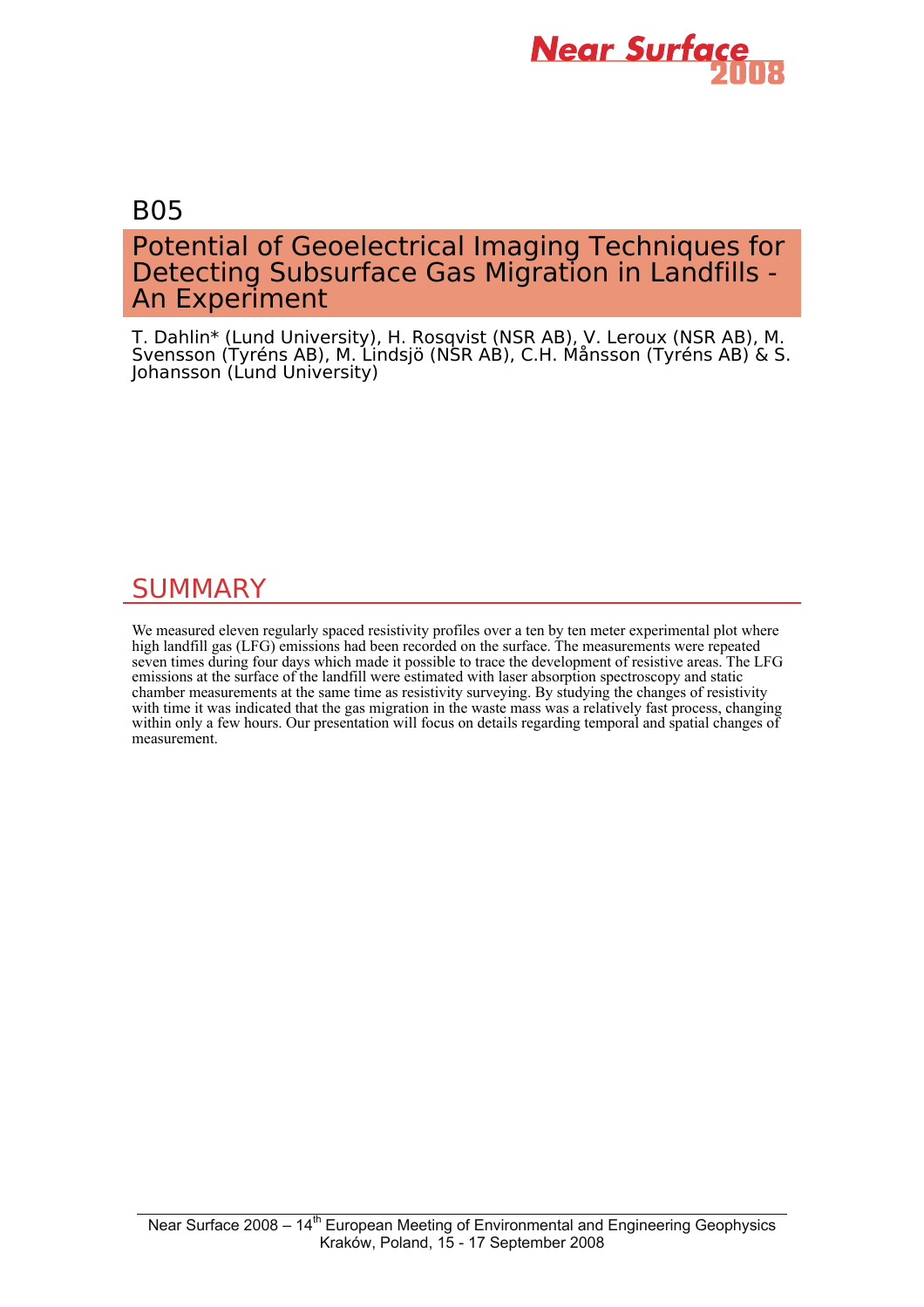B05

# Potential of Geoelectrical Imaging Techniques for Detecting Subsurface Gas Migration in Landfills - An Experiment

T. Dahlin* (Lund University), H. Rosqvist (NSR AB), V. Leroux (NSR AB), M. Svensson (Tyréns AB), M. Lindsjö (NSR AB), C.H. Månsson (Tyréns AB) & S. Johansson (Lund University)

## SUMMARY

We measured eleven regularly spaced resistivity profiles over a ten by ten meter experimental plot where high landfill gas (LFG) emissions had been recorded on the surface. The measurements were repeated seven times during four days which made it possible to trace the development of resistive areas. The LFG emissions at the surface of the landfill were estimated with laser absorption spectroscopy and static chamber measurements at the same time as resistivity surveying. By studying the changes of resistivity with time it was indicated that the gas migration in the waste mass was a relatively fast process, changing within only a few hours. Our presentation will focus on details regarding temporal and spatial changes of measurement.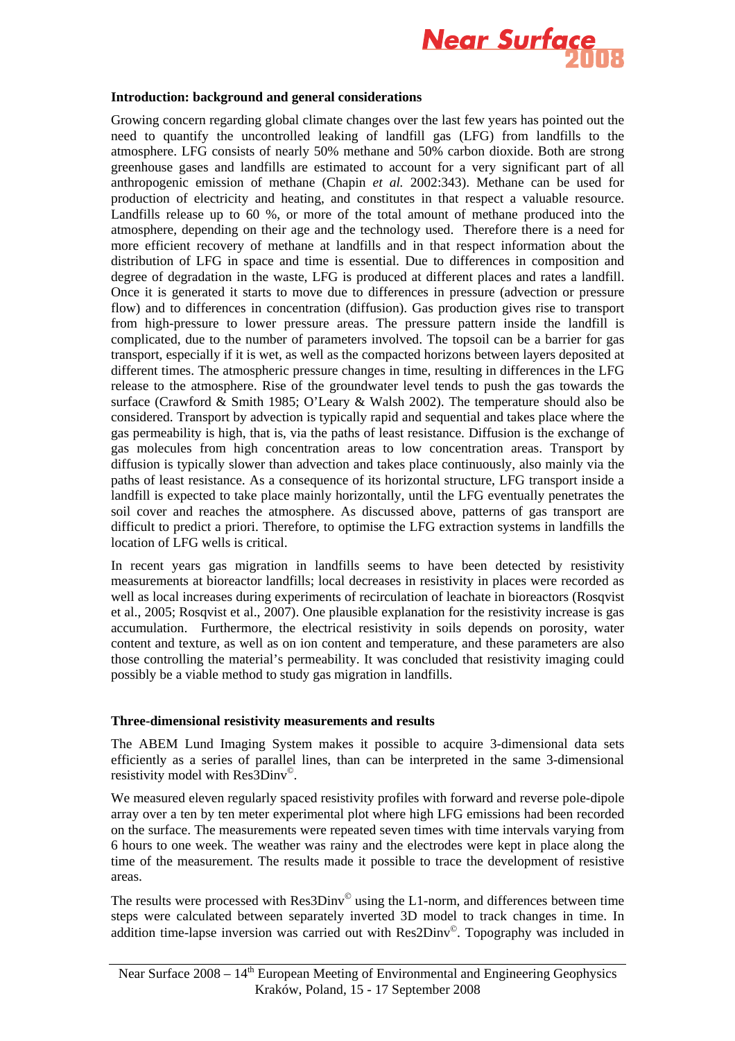**Introduction: background and general considerations**

Growing concern regarding global climate changes over the last few years has pointed out the need to quantify the uncontrolled leaking of landfill gas (LFG) from landfills to the atmosphere. LFG consists of nearly 50% methane and 50% carbon dioxide. Both are strong greenhouse gases and landfills are estimated to account for a very significant part of all anthropogenic emission of methane (Chapin *et al.* 2002:343). Methane can be used for production of electricity and heating, and constitutes in that respect a valuable resource. Landfills release up to 60 %, or more of the total amount of methane produced into the atmosphere, depending on their age and the technology used. Therefore there is a need for more efficient recovery of methane at landfills and in that respect information about the distribution of LFG in space and time is essential. Due to differences in composition and degree of degradation in the waste, LFG is produced at different places and rates a landfill. Once it is generated it starts to move due to differences in pressure (advection or pressure flow) and to differences in concentration (diffusion). Gas production gives rise to transport from high-pressure to lower pressure areas. The pressure pattern inside the landfill is complicated, due to the number of parameters involved. The topsoil can be a barrier for gas transport, especially if it is wet, as well as the compacted horizons between layers deposited at different times. The atmospheric pressure changes in time, resulting in differences in the LFG release to the atmosphere. Rise of the groundwater level tends to push the gas towards the surface (Crawford & Smith 1985; O'Leary & Walsh 2002). The temperature should also be considered. Transport by advection is typically rapid and sequential and takes place where the gas permeability is high, that is, via the paths of least resistance. Diffusion is the exchange of gas molecules from high concentration areas to low concentration areas. Transport by diffusion is typically slower than advection and takes place continuously, also mainly via the paths of least resistance. As a consequence of its horizontal structure, LFG transport inside a landfill is expected to take place mainly horizontally, until the LFG eventually penetrates the soil cover and reaches the atmosphere. As discussed above, patterns of gas transport are difficult to predict a priori. Therefore, to optimise the LFG extraction systems in landfills the location of LFG wells is critical.

In recent years gas migration in landfills seems to have been detected by resistivity measurements at bioreactor landfills; local decreases in resistivity in places were recorded as well as local increases during experiments of recirculation of leachate in bioreactors (Rosqvist et al., 2005; Rosqvist et al., 2007). One plausible explanation for the resistivity increase is gas accumulation. Furthermore, the electrical resistivity in soils depends on porosity, water content and texture, as well as on ion content and temperature, and these parameters are also those controlling the material's permeability. It was concluded that resistivity imaging could possibly be a viable method to study gas migration in landfills.

**Three-dimensional resistivity measurements and results**

The ABEM Lund Imaging System makes it possible to acquire 3-dimensional data sets efficiently as a series of parallel lines, than can be interpreted in the same 3-dimensional resistivity model with Res3Dinv©.

We measured eleven regularly spaced resistivity profiles with forward and reverse pole-dipole array over a ten by ten meter experimental plot where high LFG emissions had been recorded on the surface. The measurements were repeated seven times with time intervals varying from 6 hours to one week. The weather was rainy and the electrodes were kept in place along the time of the measurement. The results made it possible to trace the development of resistive areas.

The results were processed with Res3Dinv© using the L1-norm, and differences between time steps were calculated between separately inverted 3D model to track changes in time. In addition time-lapse inversion was carried out with Res2Dinv©. Topography was included in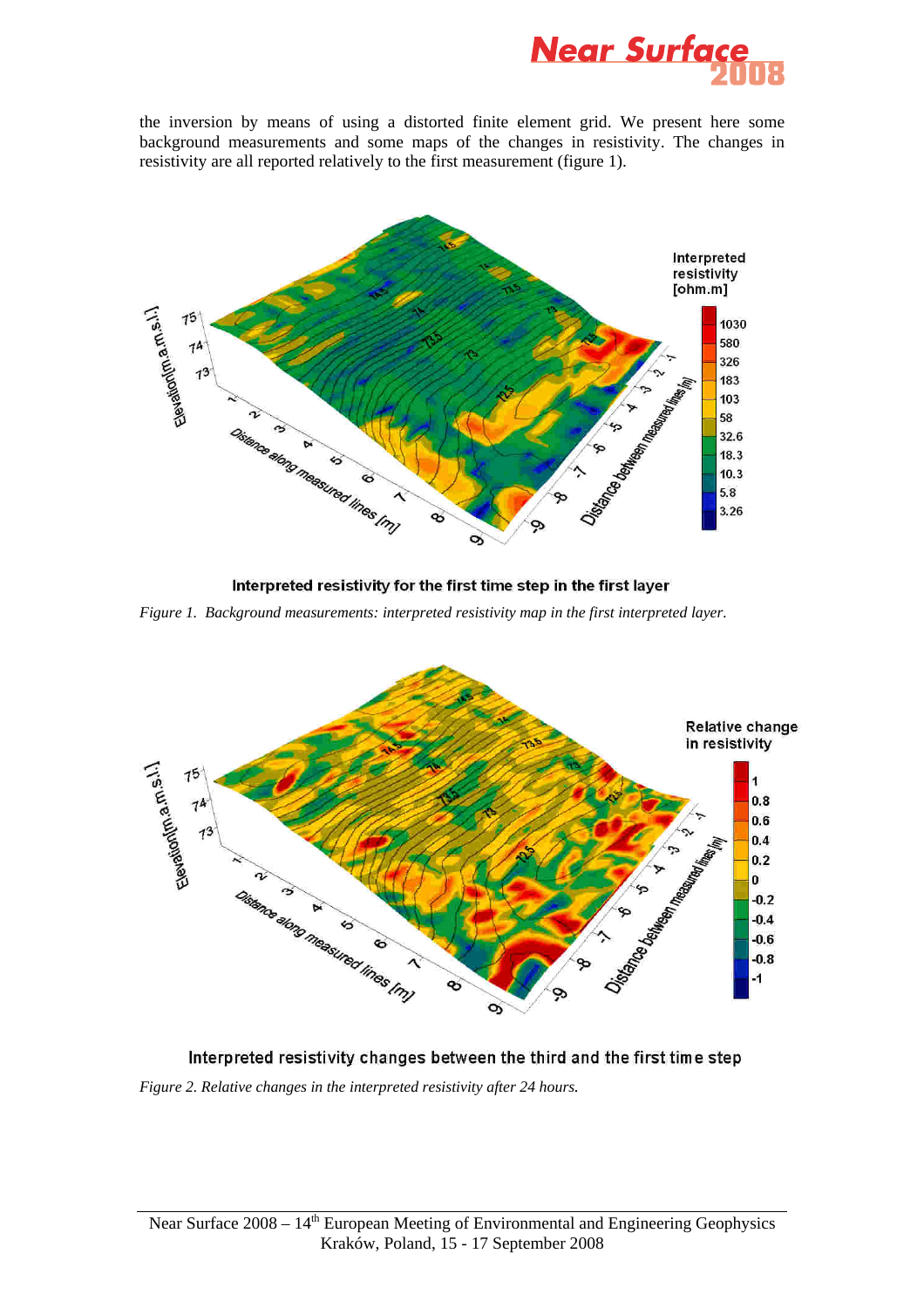the inversion by means of using a distorted finite element grid. We present here some background measurements and some maps of the changes in resistivity. The changes in resistivity are all reported relatively to the first measurement (figure 1).

Interpreted resistivity for the first time step in the first layer

*Figure 1. Background measurements: interpreted resistivity map in the first interpreted layer.*

Interpreted resistivity changes between the third and the first time step

*Figure 2. Relative changes in the interpreted resistivity after 24 hours.*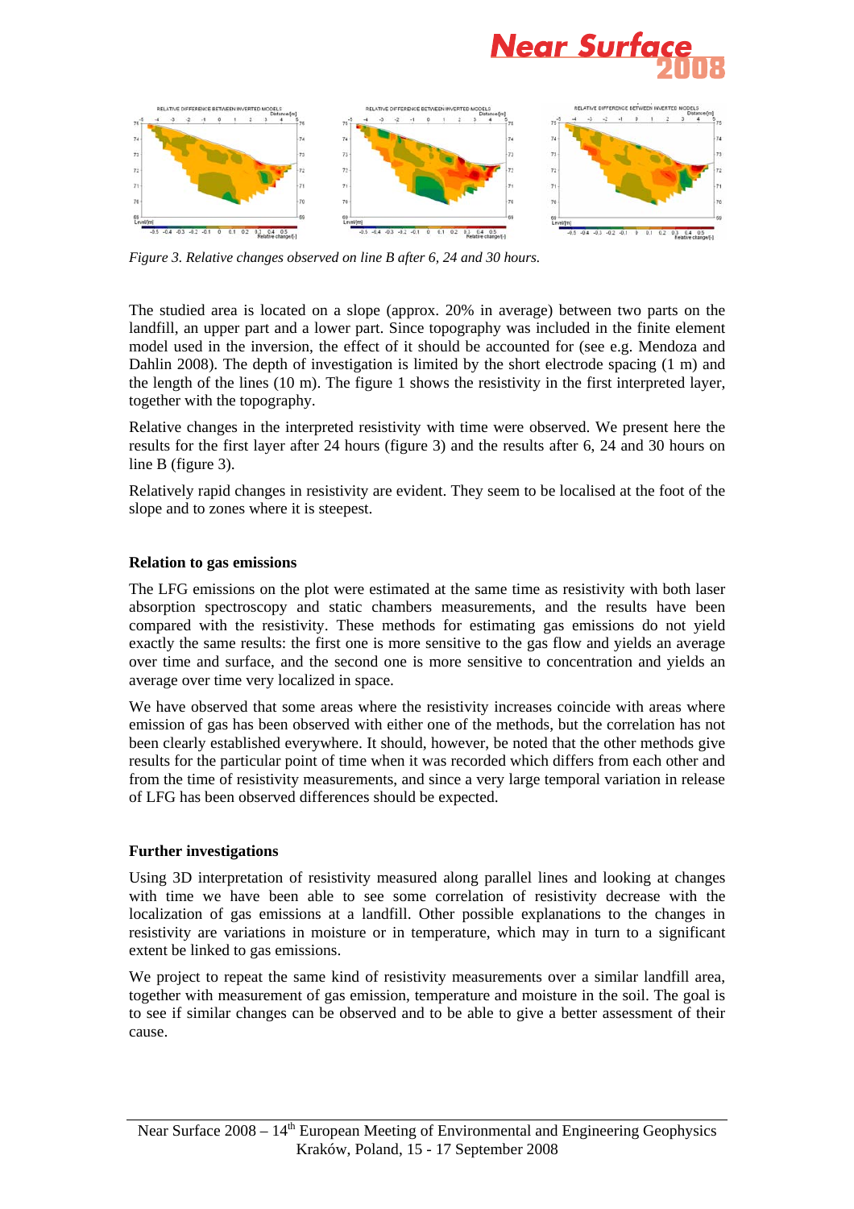*Figure 3. Relative changes observed on line B after 6, 24 and 30 hours.*

The studied area is located on a slope (approx. 20% in average) between two parts on the landfill, an upper part and a lower part. Since topography was included in the finite element model used in the inversion, the effect of it should be accounted for (see e.g. Mendoza and Dahlin 2008). The depth of investigation is limited by the short electrode spacing (1 m) and the length of the lines (10 m). The figure 1 shows the resistivity in the first interpreted layer, together with the topography.

Relative changes in the interpreted resistivity with time were observed. We present here the results for the first layer after 24 hours (figure 3) and the results after 6, 24 and 30 hours on line B (figure 3).

Relatively rapid changes in resistivity are evident. They seem to be localised at the foot of the slope and to zones where it is steepest.

**Relation to gas emissions**

The LFG emissions on the plot were estimated at the same time as resistivity with both laser absorption spectroscopy and static chambers measurements, and the results have been compared with the resistivity. These methods for estimating gas emissions do not yield exactly the same results: the first one is more sensitive to the gas flow and yields an average over time and surface, and the second one is more sensitive to concentration and yields an average over time very localized in space.

We have observed that some areas where the resistivity increases coincide with areas where emission of gas has been observed with either one of the methods, but the correlation has not been clearly established everywhere. It should, however, be noted that the other methods give results for the particular point of time when it was recorded which differs from each other and from the time of resistivity measurements, and since a very large temporal variation in release of LFG has been observed differences should be expected.

**Further investigations**

Using 3D interpretation of resistivity measured along parallel lines and looking at changes with time we have been able to see some correlation of resistivity decrease with the localization of gas emissions at a landfill. Other possible explanations to the changes in resistivity are variations in moisture or in temperature, which may in turn to a significant extent be linked to gas emissions.

We project to repeat the same kind of resistivity measurements over a similar landfill area, together with measurement of gas emission, temperature and moisture in the soil. The goal is to see if similar changes can be observed and to be able to give a better assessment of their cause.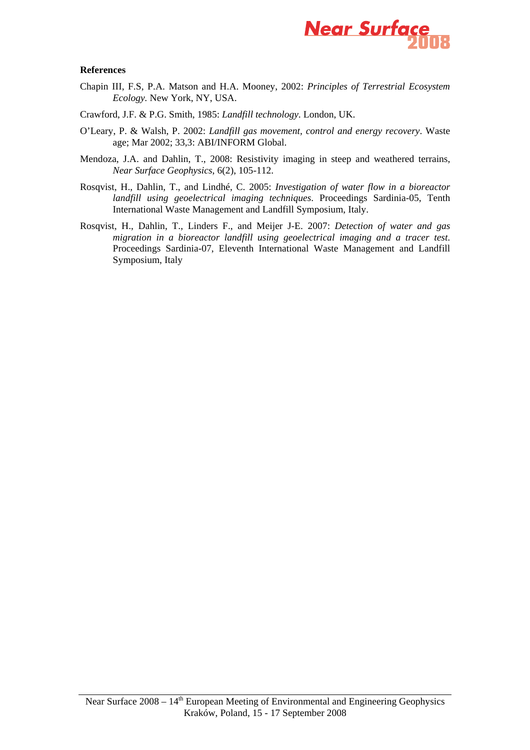**References**

Chapin III, F.S, P.A. Matson and H.A. Mooney, 2002: *Principles of Terrestrial Ecosystem Ecology*. New York, NY, USA.

Crawford, J.F. & P.G. Smith, 1985: *Landfill technology*. London, UK.

O'Leary, P. & Walsh, P. 2002: *Landfill gas movement, control and energy recovery*. Waste age; Mar 2002; 33,3: ABI/INFORM Global.

Mendoza, J.A. and Dahlin, T., 2008: Resistivity imaging in steep and weathered terrains, *Near Surface Geophysics*, 6(2), 105-112.

Rosqvist, H., Dahlin, T., and Lindhé, C. 2005: *Investigation of water flow in a bioreactor landfill using geoelectrical imaging techniques*. Proceedings Sardinia-05, Tenth International Waste Management and Landfill Symposium, Italy.

Rosqvist, H., Dahlin, T., Linders F., and Meijer J-E. 2007: *Detection of water and gas migration in a bioreactor landfill using geoelectrical imaging and a tracer test*. Proceedings Sardinia-07, Eleventh International Waste Management and Landfill Symposium, Italy